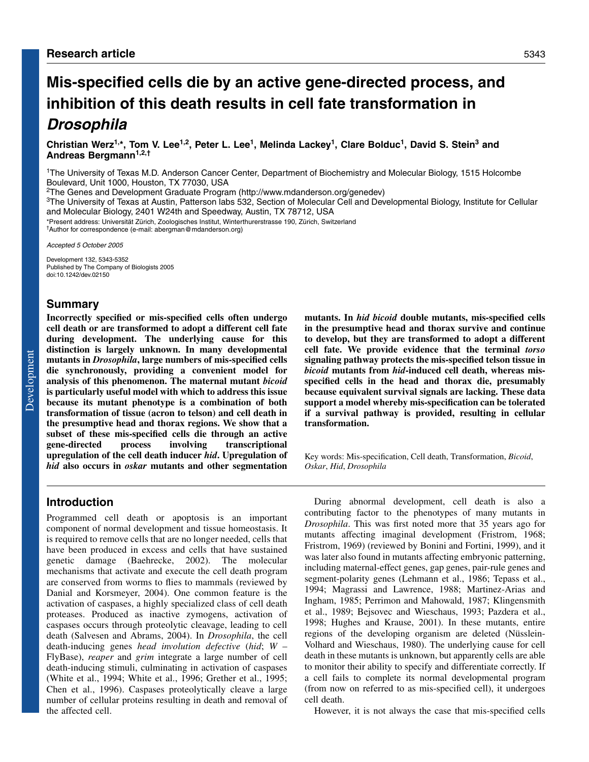# Mis-specified cells die by an active gene-directed process, and inhibition of this death results in cell fate transformation in *Drosophila*

**Christian Werz[1,*], Tom V. Lee[1,2], Peter L. Lee[1], Melinda Lackey[1], Clare Bolduc[1], David S. Stein[3] and Andreas Bergmann[1,2,†]**

[1]The University of Texas M.D. Anderson Cancer Center, Department of Biochemistry and Molecular Biology, 1515 Holcombe Boulevard, Unit 1000, Houston, TX 77030, USA
[2]The Genes and Development Graduate Program (http://www.mdanderson.org/genedev)
[3]The University of Texas at Austin, Patterson labs 532, Section of Molecular Cell and Developmental Biology, Institute for Cellular and Molecular Biology, 2401 W24th and Speedway, Austin, TX 78712, USA
*Present address: Universität Zürich, Zoologisches Institut, Winterthurerstrasse 190, Zürich, Switzerland
†Author for correspondence (e-mail: abergman@mdanderson.org)

*Accepted 5 October 2005*

Development 132, 5343-5352
Published by The Company of Biologists 2005
doi:10.1242/dev.02150

## Summary

**Incorrectly specified or mis-specified cells often undergo cell death or are transformed to adopt a different cell fate during development. The underlying cause for this distinction is largely unknown. In many developmental mutants in *Drosophila*, large numbers of mis-specified cells die synchronously, providing a convenient model for analysis of this phenomenon. The maternal mutant *bicoid* is particularly useful model with which to address this issue because its mutant phenotype is a combination of both transformation of tissue (acron to telson) and cell death in the presumptive head and thorax regions. We show that a subset of these mis-specified cells die through an active gene-directed process involving transcriptional upregulation of the cell death inducer *hid*. Upregulation of *hid* also occurs in *oskar* mutants and other segmentation mutants. In *hid bicoid* double mutants, mis-specified cells in the presumptive head and thorax survive and continue to develop, but they are transformed to adopt a different cell fate. We provide evidence that the terminal *torso* signaling pathway protects the mis-specified telson tissue in *bicoid* mutants from *hid*-induced cell death, whereas mis-specified cells in the head and thorax die, presumably because equivalent survival signals are lacking. These data support a model whereby mis-specification can be tolerated if a survival pathway is provided, resulting in cellular transformation.**

Key words: Mis-specification, Cell death, Transformation, *Bicoid*, *Oskar*, *Hid*, *Drosophila*

## Introduction

Programmed cell death or apoptosis is an important component of normal development and tissue homeostasis. It is required to remove cells that are no longer needed, cells that have been produced in excess and cells that have sustained genetic damage (Baehrecke, 2002). The molecular mechanisms that activate and execute the cell death program are conserved from worms to flies to mammals (reviewed by Danial and Korsmeyer, 2004). One common feature is the activation of caspases, a highly specialized class of cell death proteases. Produced as inactive zymogens, activation of caspases occurs through proteolytic cleavage, leading to cell death (Salvesen and Abrams, 2004). In *Drosophila*, the cell death-inducing genes *head involution defective* (*hid*; *W* – FlyBase), *reaper* and *grim* integrate a large number of cell death-inducing stimuli, culminating in activation of caspases (White et al., 1994; White et al., 1996; Grether et al., 1995; Chen et al., 1996). Caspases proteolytically cleave a large number of cellular proteins resulting in death and removal of the affected cell.

During abnormal development, cell death is also a contributing factor to the phenotypes of many mutants in *Drosophila*. This was first noted more that 35 years ago for mutants affecting imaginal development (Fristrom, 1968; Fristrom, 1969) (reviewed by Bonini and Fortini, 1999), and it was later also found in mutants affecting embryonic patterning, including maternal-effect genes, gap genes, pair-rule genes and segment-polarity genes (Lehmann et al., 1986; Tepass et al., 1994; Magrassi and Lawrence, 1988; Martinez-Arias and Ingham, 1985; Perrimon and Mahowald, 1987; Klingensmith et al., 1989; Bejsovec and Wieschaus, 1993; Pazdera et al., 1998; Hughes and Krause, 2001). In these mutants, entire regions of the developing organism are deleted (Nüsslein-Volhard and Wieschaus, 1980). The underlying cause for cell death in these mutants is unknown, but apparently cells are able to monitor their ability to specify and differentiate correctly. If a cell fails to complete its normal developmental program (from now on referred to as mis-specified cell), it undergoes cell death.

However, it is not always the case that mis-specified cells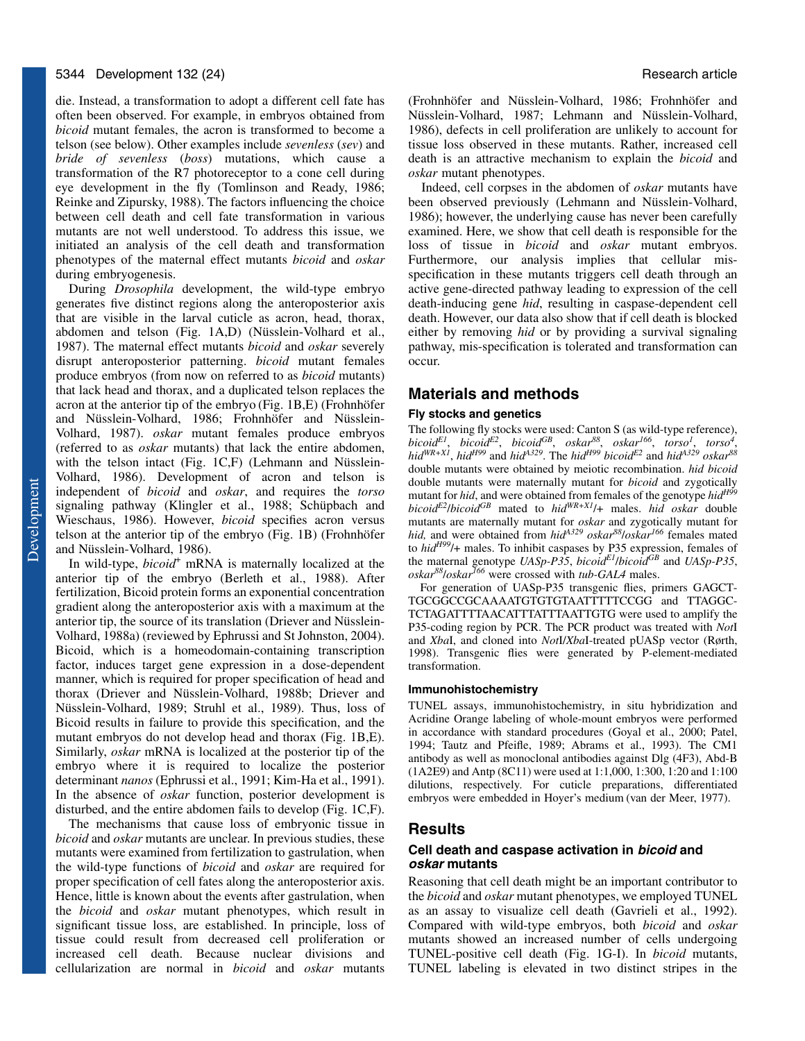die. Instead, a transformation to adopt a different cell fate has often been observed. For example, in embryos obtained from *bicoid* mutant females, the acron is transformed to become a telson (see below). Other examples include *sevenless* (*sev*) and *bride of sevenless* (*boss*) mutations, which cause a transformation of the R7 photoreceptor to a cone cell during eye development in the fly (Tomlinson and Ready, 1986; Reinke and Zipursky, 1988). The factors influencing the choice between cell death and cell fate transformation in various mutants are not well understood. To address this issue, we initiated an analysis of the cell death and transformation phenotypes of the maternal effect mutants *bicoid* and *oskar* during embryogenesis.

During *Drosophila* development, the wild-type embryo generates five distinct regions along the anteroposterior axis that are visible in the larval cuticle as acron, head, thorax, abdomen and telson (Fig. 1A,D) (Nüsslein-Volhard et al., 1987). The maternal effect mutants *bicoid* and *oskar* severely disrupt anteroposterior patterning. *bicoid* mutant females produce embryos (from now on referred to as *bicoid* mutants) that lack head and thorax, and a duplicated telson replaces the acron at the anterior tip of the embryo (Fig. 1B,E) (Frohnhöfer and Nüsslein-Volhard, 1986; Frohnhöfer and Nüsslein-Volhard, 1987). *oskar* mutant females produce embryos (referred to as *oskar* mutants) that lack the entire abdomen, with the telson intact (Fig. 1C,F) (Lehmann and Nüsslein-Volhard, 1986). Development of acron and telson is independent of *bicoid* and *oskar*, and requires the *torso* signaling pathway (Klingler et al., 1988; Schüpbach and Wieschaus, 1986). However, *bicoid* specifies acron versus telson at the anterior tip of the embryo (Fig. 1B) (Frohnhöfer and Nüsslein-Volhard, 1986).

In wild-type, *bicoid*$^+$ mRNA is maternally localized at the anterior tip of the embryo (Berleth et al., 1988). After fertilization, Bicoid protein forms an exponential concentration gradient along the anteroposterior axis with a maximum at the anterior tip, the source of its translation (Driever and Nüsslein-Volhard, 1988a) (reviewed by Ephrussi and St Johnston, 2004). Bicoid, which is a homeodomain-containing transcription factor, induces target gene expression in a dose-dependent manner, which is required for proper specification of head and thorax (Driever and Nüsslein-Volhard, 1988b; Driever and Nüsslein-Volhard, 1989; Struhl et al., 1989). Thus, loss of Bicoid results in failure to provide this specification, and the mutant embryos do not develop head and thorax (Fig. 1B,E). Similarly, *oskar* mRNA is localized at the posterior tip of the embryo where it is required to localize the posterior determinant *nanos* (Ephrussi et al., 1991; Kim-Ha et al., 1991). In the absence of *oskar* function, posterior development is disturbed, and the entire abdomen fails to develop (Fig. 1C,F).

The mechanisms that cause loss of embryonic tissue in *bicoid* and *oskar* mutants are unclear. In previous studies, these mutants were examined from fertilization to gastrulation, when the wild-type functions of *bicoid* and *oskar* are required for proper specification of cell fates along the anteroposterior axis. Hence, little is known about the events after gastrulation, when the *bicoid* and *oskar* mutant phenotypes, which result in significant tissue loss, are established. In principle, loss of tissue could result from decreased cell proliferation or increased cell death. Because nuclear divisions and cellularization are normal in *bicoid* and *oskar* mutants (Frohnhöfer and Nüsslein-Volhard, 1986; Frohnhöfer and Nüsslein-Volhard, 1987; Lehmann and Nüsslein-Volhard, 1986), defects in cell proliferation are unlikely to account for tissue loss observed in these mutants. Rather, increased cell death is an attractive mechanism to explain the *bicoid* and *oskar* mutant phenotypes.

Indeed, cell corpses in the abdomen of *oskar* mutants have been observed previously (Lehmann and Nüsslein-Volhard, 1986); however, the underlying cause has never been carefully examined. Here, we show that cell death is responsible for the loss of tissue in *bicoid* and *oskar* mutant embryos. Furthermore, our analysis implies that cellular mis-specification in these mutants triggers cell death through an active gene-directed pathway leading to expression of the cell death-inducing gene *hid*, resulting in caspase-dependent cell death. However, our data also show that if cell death is blocked either by removing *hid* or by providing a survival signaling pathway, mis-specification is tolerated and transformation can occur.

## Materials and methods

### Fly stocks and genetics

The following fly stocks were used: Canton S (as wild-type reference), *bicoid*$^{E1}$, *bicoid*$^{E2}$, *bicoid*$^{GB}$, *oskar*$^{88}$, *oskar*$^{166}$, *torso*$^{1}$, *torso*$^{4}$, *hid*$^{WR+X1}$, *hid*$^{H99}$ and *hid*$^{A329}$. The *hid*$^{H99}$ *bicoid*$^{E2}$ and *hid*$^{A329}$ *oskar*$^{88}$ double mutants were obtained by meiotic recombination. *hid bicoid* double mutants were maternally mutant for *bicoid* and zygotically mutant for *hid*, and were obtained from females of the genotype *hid*$^{H99}$ *bicoid*$^{E2}$/*bicoid*$^{GB}$ mated to *hid*$^{WR+X1}$/+ males. *hid oskar* double mutants are maternally mutant for *oskar* and zygotically mutant for *hid,* and were obtained from *hid*$^{A329}$ *oskar*$^{88}$/*oskar*$^{166}$ females mated to *hid*$^{H99}$/+ males. To inhibit caspases by P35 expression, females of the maternal genotype *UASp-P35*, *bicoid*$^{E1}$/*bicoid*$^{GB}$ and *UASp-P35*, *oskar*$^{88}$/*oskar*$^{166}$ were crossed with *tub-GAL4* males.

For generation of UASp-P35 transgenic flies, primers GAGCTTGCGGCCGCAAAATGTGTGTAATTTTTCCGG and TTAGGCTCTAGATTTTAACATTTATTTAATTGTG were used to amplify the P35-coding region by PCR. The PCR product was treated with *Not*I and *Xba*I, and cloned into *Not*I/*Xba*I-treated pUASp vector (Rørth, 1998). Transgenic flies were generated by P-element-mediated transformation.

### Immunohistochemistry

TUNEL assays, immunohistochemistry, in situ hybridization and Acridine Orange labeling of whole-mount embryos were performed in accordance with standard procedures (Goyal et al., 2000; Patel, 1994; Tautz and Pfeifle, 1989; Abrams et al., 1993). The CM1 antibody as well as monoclonal antibodies against Dlg (4F3), Abd-B (1A2E9) and Antp (8C11) were used at 1:1,000, 1:300, 1:20 and 1:100 dilutions, respectively. For cuticle preparations, differentiated embryos were embedded in Hoyer's medium (van der Meer, 1977).

## Results

### Cell death and caspase activation in *bicoid* and *oskar* mutants

Reasoning that cell death might be an important contributor to the *bicoid* and *oskar* mutant phenotypes, we employed TUNEL as an assay to visualize cell death (Gavrieli et al., 1992). Compared with wild-type embryos, both *bicoid* and *oskar* mutants showed an increased number of cells undergoing TUNEL-positive cell death (Fig. 1G-I). In *bicoid* mutants, TUNEL labeling is elevated in two distinct stripes in the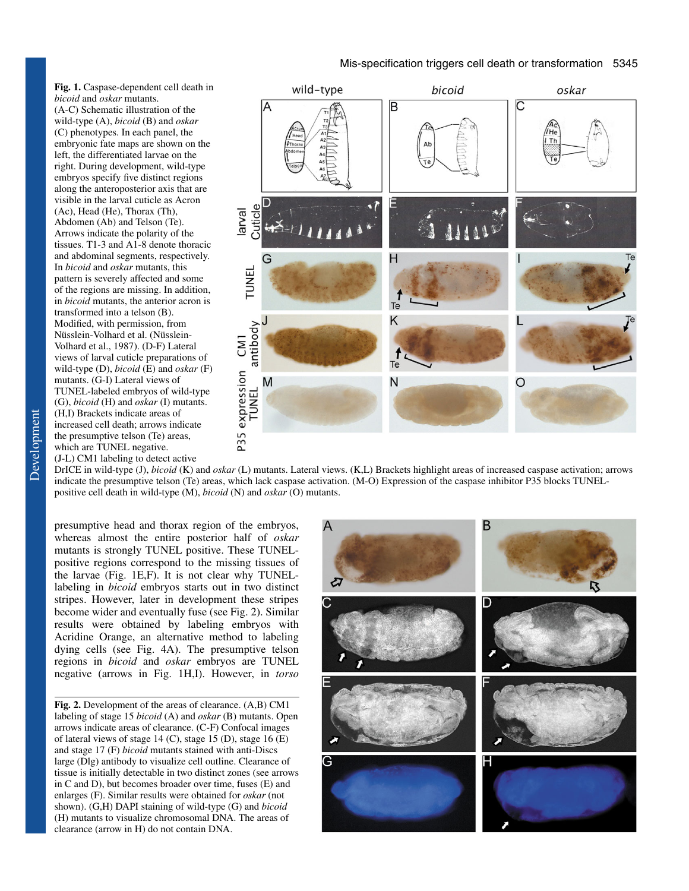**Fig. 1.** Caspase-dependent cell death in *bicoid* and *oskar* mutants. (A-C) Schematic illustration of the wild-type (A), *bicoid* (B) and *oskar* (C) phenotypes. In each panel, the embryonic fate maps are shown on the left, the differentiated larvae on the right. During development, wild-type embryos specify five distinct regions along the anteroposterior axis that are visible in the larval cuticle as Acron (Ac), Head (He), Thorax (Th), Abdomen (Ab) and Telson (Te). Arrows indicate the polarity of the tissues. T1-3 and A1-8 denote thoracic and abdominal segments, respectively. In *bicoid* and *oskar* mutants, this pattern is severely affected and some of the regions are missing. In addition, in *bicoid* mutants, the anterior acron is transformed into a telson (B). Modified, with permission, from Nüsslein-Volhard et al. (Nüsslein-Volhard et al., 1987). (D-F) Lateral views of larval cuticle preparations of wild-type (D), *bicoid* (E) and *oskar* (F) mutants. (G-I) Lateral views of TUNEL-labeled embryos of wild-type (G), *bicoid* (H) and *oskar* (I) mutants. (H,I) Brackets indicate areas of increased cell death; arrows indicate the presumptive telson (Te) areas, which are TUNEL negative. (J-L) CM1 labeling to detect active DrICE in wild-type (J), *bicoid* (K) and *oskar* (L) mutants. Lateral views. (K,L) Brackets highlight areas of increased caspase activation; arrows indicate the presumptive telson (Te) areas, which lack caspase activation. (M-O) Expression of the caspase inhibitor P35 blocks TUNEL-positive cell death in wild-type (M), *bicoid* (N) and *oskar* (O) mutants.

presumptive head and thorax region of the embryos, whereas almost the entire posterior half of *oskar* mutants is strongly TUNEL positive. These TUNEL-positive regions correspond to the missing tissues of the larvae (Fig. 1E,F). It is not clear why TUNEL-labeling in *bicoid* embryos starts out in two distinct stripes. However, later in development these stripes become wider and eventually fuse (see Fig. 2). Similar results were obtained by labeling embryos with Acridine Orange, an alternative method to labeling dying cells (see Fig. 4A). The presumptive telson regions in *bicoid* and *oskar* embryos are TUNEL negative (arrows in Fig. 1H,I). However, in *torso*

**Fig. 2.** Development of the areas of clearance. (A,B) CM1 labeling of stage 15 *bicoid* (A) and *oskar* (B) mutants. Open arrows indicate areas of clearance. (C-F) Confocal images of lateral views of stage 14 (C), stage 15 (D), stage 16 (E) and stage 17 (F) *bicoid* mutants stained with anti-Discs large (Dlg) antibody to visualize cell outline. Clearance of tissue is initially detectable in two distinct zones (see arrows in C and D), but becomes broader over time, fuses (E) and enlarges (F). Similar results were obtained for *oskar* (not shown). (G,H) DAPI staining of wild-type (G) and *bicoid* (H) mutants to visualize chromosomal DNA. The areas of clearance (arrow in H) do not contain DNA.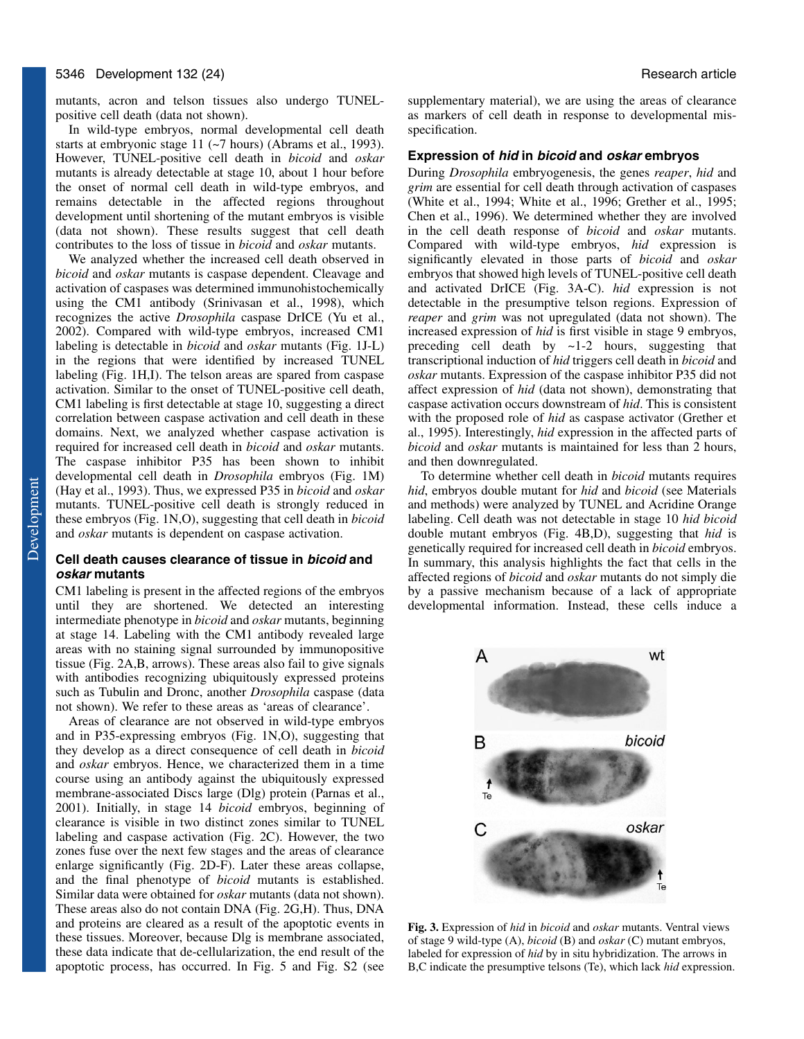mutants, acron and telson tissues also undergo TUNEL-positive cell death (data not shown).

In wild-type embryos, normal developmental cell death starts at embryonic stage 11 (~7 hours) (Abrams et al., 1993). However, TUNEL-positive cell death in *bicoid* and *oskar* mutants is already detectable at stage 10, about 1 hour before the onset of normal cell death in wild-type embryos, and remains detectable in the affected regions throughout development until shortening of the mutant embryos is visible (data not shown). These results suggest that cell death contributes to the loss of tissue in *bicoid* and *oskar* mutants.

We analyzed whether the increased cell death observed in *bicoid* and *oskar* mutants is caspase dependent. Cleavage and activation of caspases was determined immunohistochemically using the CM1 antibody (Srinivasan et al., 1998), which recognizes the active *Drosophila* caspase DrICE (Yu et al., 2002). Compared with wild-type embryos, increased CM1 labeling is detectable in *bicoid* and *oskar* mutants (Fig. 1J-L) in the regions that were identified by increased TUNEL labeling (Fig. 1H,I). The telson areas are spared from caspase activation. Similar to the onset of TUNEL-positive cell death, CM1 labeling is first detectable at stage 10, suggesting a direct correlation between caspase activation and cell death in these domains. Next, we analyzed whether caspase activation is required for increased cell death in *bicoid* and *oskar* mutants. The caspase inhibitor P35 has been shown to inhibit developmental cell death in *Drosophila* embryos (Fig. 1M) (Hay et al., 1993). Thus, we expressed P35 in *bicoid* and *oskar* mutants. TUNEL-positive cell death is strongly reduced in these embryos (Fig. 1N,O), suggesting that cell death in *bicoid* and *oskar* mutants is dependent on caspase activation.

### Cell death causes clearance of tissue in *bicoid* and *oskar* mutants

CM1 labeling is present in the affected regions of the embryos until they are shortened. We detected an interesting intermediate phenotype in *bicoid* and *oskar* mutants, beginning at stage 14. Labeling with the CM1 antibody revealed large areas with no staining signal surrounded by immunopositive tissue (Fig. 2A,B, arrows). These areas also fail to give signals with antibodies recognizing ubiquitously expressed proteins such as Tubulin and Dronc, another *Drosophila* caspase (data not shown). We refer to these areas as 'areas of clearance'.

Areas of clearance are not observed in wild-type embryos and in P35-expressing embryos (Fig. 1N,O), suggesting that they develop as a direct consequence of cell death in *bicoid* and *oskar* embryos. Hence, we characterized them in a time course using an antibody against the ubiquitously expressed membrane-associated Discs large (Dlg) protein (Parnas et al., 2001). Initially, in stage 14 *bicoid* embryos, beginning of clearance is visible in two distinct zones similar to TUNEL labeling and caspase activation (Fig. 2C). However, the two zones fuse over the next few stages and the areas of clearance enlarge significantly (Fig. 2D-F). Later these areas collapse, and the final phenotype of *bicoid* mutants is established. Similar data were obtained for *oskar* mutants (data not shown). These areas also do not contain DNA (Fig. 2G,H). Thus, DNA and proteins are cleared as a result of the apoptotic events in these tissues. Moreover, because Dlg is membrane associated, these data indicate that de-cellularization, the end result of the apoptotic process, has occurred. In Fig. 5 and Fig. S2 (see supplementary material), we are using the areas of clearance as markers of cell death in response to developmental mis-specification.

### Expression of *hid* in *bicoid* and *oskar* embryos

During *Drosophila* embryogenesis, the genes *reaper*, *hid* and *grim* are essential for cell death through activation of caspases (White et al., 1994; White et al., 1996; Grether et al., 1995; Chen et al., 1996). We determined whether they are involved in the cell death response of *bicoid* and *oskar* mutants. Compared with wild-type embryos, *hid* expression is significantly elevated in those parts of *bicoid* and *oskar* embryos that showed high levels of TUNEL-positive cell death and activated DrICE (Fig. 3A-C). *hid* expression is not detectable in the presumptive telson regions. Expression of *reaper* and *grim* was not upregulated (data not shown). The increased expression of *hid* is first visible in stage 9 embryos, preceding cell death by ~1-2 hours, suggesting that transcriptional induction of *hid* triggers cell death in *bicoid* and *oskar* mutants. Expression of the caspase inhibitor P35 did not affect expression of *hid* (data not shown), demonstrating that caspase activation occurs downstream of *hid*. This is consistent with the proposed role of *hid* as caspase activator (Grether et al., 1995). Interestingly, *hid* expression in the affected parts of *bicoid* and *oskar* mutants is maintained for less than 2 hours, and then downregulated.

To determine whether cell death in *bicoid* mutants requires *hid*, embryos double mutant for *hid* and *bicoid* (see Materials and methods) were analyzed by TUNEL and Acridine Orange labeling. Cell death was not detectable in stage 10 *hid bicoid* double mutant embryos (Fig. 4B,D), suggesting that *hid* is genetically required for increased cell death in *bicoid* embryos. In summary, this analysis highlights the fact that cells in the affected regions of *bicoid* and *oskar* mutants do not simply die by a passive mechanism because of a lack of appropriate developmental information. Instead, these cells induce a

**Fig. 3.** Expression of *hid* in *bicoid* and *oskar* mutants. Ventral views of stage 9 wild-type (A), *bicoid* (B) and *oskar* (C) mutant embryos, labeled for expression of *hid* by in situ hybridization. The arrows in B,C indicate the presumptive telsons (Te), which lack *hid* expression.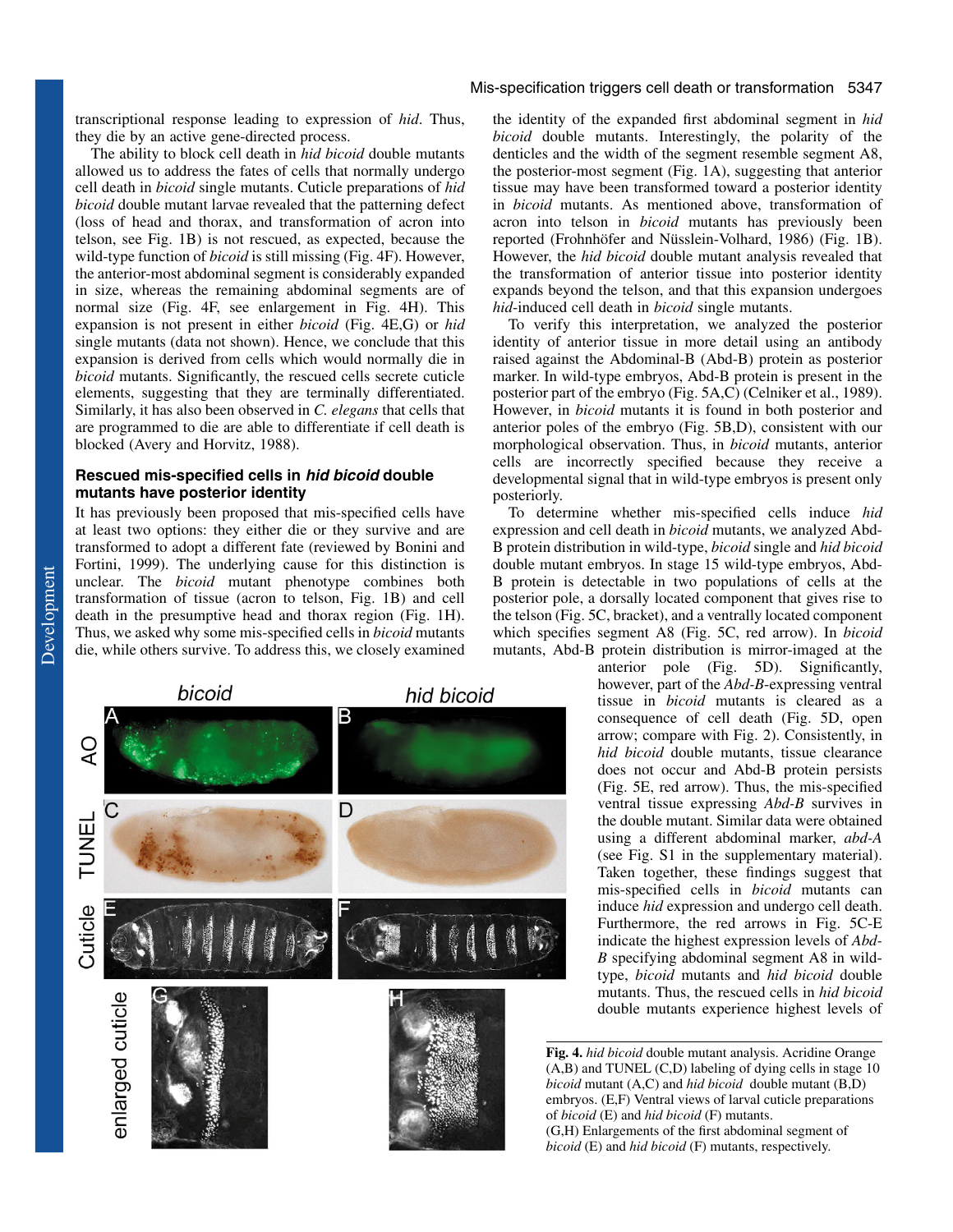transcriptional response leading to expression of *hid*. Thus, they die by an active gene-directed process.

The ability to block cell death in *hid bicoid* double mutants allowed us to address the fates of cells that normally undergo cell death in *bicoid* single mutants. Cuticle preparations of *hid bicoid* double mutant larvae revealed that the patterning defect (loss of head and thorax, and transformation of acron into telson, see Fig. 1B) is not rescued, as expected, because the wild-type function of *bicoid* is still missing (Fig. 4F). However, the anterior-most abdominal segment is considerably expanded in size, whereas the remaining abdominal segments are of normal size (Fig. 4F, see enlargement in Fig. 4H). This expansion is not present in either *bicoid* (Fig. 4E,G) or *hid* single mutants (data not shown). Hence, we conclude that this expansion is derived from cells which would normally die in *bicoid* mutants. Significantly, the rescued cells secrete cuticle elements, suggesting that they are terminally differentiated. Similarly, it has also been observed in *C. elegans* that cells that are programmed to die are able to differentiate if cell death is blocked (Avery and Horvitz, 1988).

## Rescued mis-specified cells in *hid bicoid* double mutants have posterior identity

It has previously been proposed that mis-specified cells have at least two options: they either die or they survive and are transformed to adopt a different fate (reviewed by Bonini and Fortini, 1999). The underlying cause for this distinction is unclear. The *bicoid* mutant phenotype combines both transformation of tissue (acron to telson, Fig. 1B) and cell death in the presumptive head and thorax region (Fig. 1H). Thus, we asked why some mis-specified cells in *bicoid* mutants die, while others survive. To address this, we closely examined the identity of the expanded first abdominal segment in *hid bicoid* double mutants. Interestingly, the polarity of the denticles and the width of the segment resemble segment A8, the posterior-most segment (Fig. 1A), suggesting that anterior tissue may have been transformed toward a posterior identity in *bicoid* mutants. As mentioned above, transformation of acron into telson in *bicoid* mutants has previously been reported (Frohnhöfer and Nüsslein-Volhard, 1986) (Fig. 1B). However, the *hid bicoid* double mutant analysis revealed that the transformation of anterior tissue into posterior identity expands beyond the telson, and that this expansion undergoes *hid*-induced cell death in *bicoid* single mutants.

To verify this interpretation, we analyzed the posterior identity of anterior tissue in more detail using an antibody raised against the Abdominal-B (Abd-B) protein as posterior marker. In wild-type embryos, Abd-B protein is present in the posterior part of the embryo (Fig. 5A,C) (Celniker et al., 1989). However, in *bicoid* mutants it is found in both posterior and anterior poles of the embryo (Fig. 5B,D), consistent with our morphological observation. Thus, in *bicoid* mutants, anterior cells are incorrectly specified because they receive a developmental signal that in wild-type embryos is present only posteriorly.

To determine whether mis-specified cells induce *hid* expression and cell death in *bicoid* mutants, we analyzed Abd-B protein distribution in wild-type, *bicoid* single and *hid bicoid* double mutant embryos. In stage 15 wild-type embryos, Abd-B protein is detectable in two populations of cells at the posterior pole, a dorsally located component that gives rise to the telson (Fig. 5C, bracket), and a ventrally located component which specifies segment A8 (Fig. 5C, red arrow). In *bicoid* mutants, Abd-B protein distribution is mirror-imaged at the anterior pole (Fig. 5D). Significantly, however, part of the *Abd-B*-expressing ventral tissue in *bicoid* mutants is cleared as a consequence of cell death (Fig. 5D, open arrow; compare with Fig. 2). Consistently, in *hid bicoid* double mutants, tissue clearance does not occur and Abd-B protein persists (Fig. 5E, red arrow). Thus, the mis-specified ventral tissue expressing *Abd-B* survives in the double mutant. Similar data were obtained using a different abdominal marker, *abd-A* (see Fig. S1 in the supplementary material). Taken together, these findings suggest that mis-specified cells in *bicoid* mutants can induce *hid* expression and undergo cell death. Furthermore, the red arrows in Fig. 5C-E indicate the highest expression levels of *Abd-B* specifying abdominal segment A8 in wild-type, *bicoid* mutants and *hid bicoid* double mutants. Thus, the rescued cells in *hid bicoid* double mutants experience highest levels of

**Fig. 4.** *hid bicoid* double mutant analysis. Acridine Orange (A,B) and TUNEL (C,D) labeling of dying cells in stage 10 *bicoid* mutant (A,C) and *hid bicoid* double mutant (B,D) embryos. (E,F) Ventral views of larval cuticle preparations of *bicoid* (E) and *hid bicoid* (F) mutants. (G,H) Enlargements of the first abdominal segment of *bicoid* (E) and *hid bicoid* (F) mutants, respectively.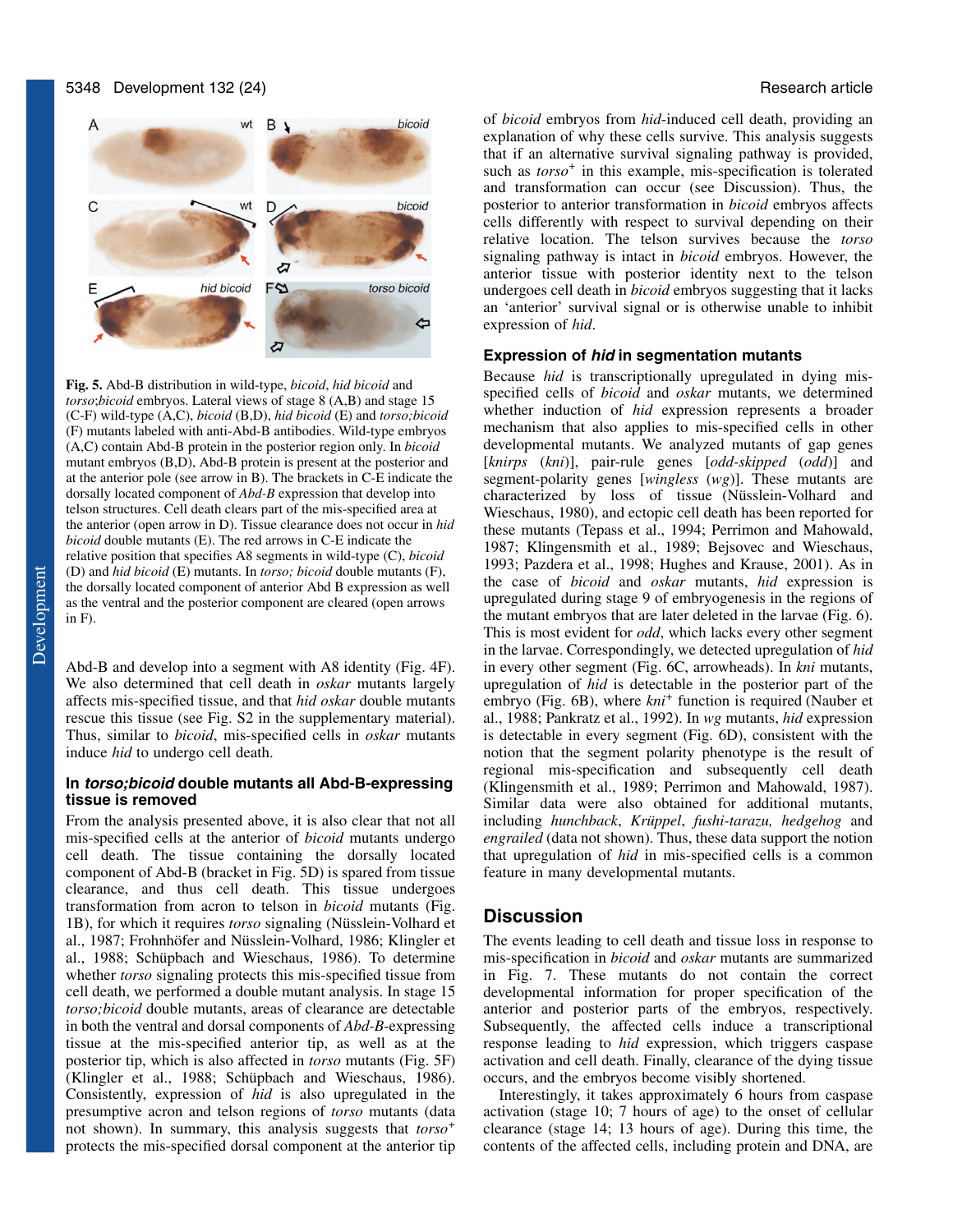**Fig. 5.** Abd-B distribution in wild-type, *bicoid*, *hid bicoid* and *torso;bicoid* embryos. Lateral views of stage 8 (A,B) and stage 15 (C-F) wild-type (A,C), *bicoid* (B,D), *hid bicoid* (E) and *torso;bicoid* (F) mutants labeled with anti-Abd-B antibodies. Wild-type embryos (A,C) contain Abd-B protein in the posterior region only. In *bicoid* mutant embryos (B,D), Abd-B protein is present at the posterior and at the anterior pole (see arrow in B). The brackets in C-E indicate the dorsally located component of *Abd-B* expression that develop into telson structures. Cell death clears part of the mis-specified area at the anterior (open arrow in D). Tissue clearance does not occur in *hid bicoid* double mutants (E). The red arrows in C-E indicate the relative position that specifies A8 segments in wild-type (C), *bicoid* (D) and *hid bicoid* (E) mutants. In *torso; bicoid* double mutants (F), the dorsally located component of anterior Abd B expression as well as the ventral and the posterior component are cleared (open arrows in F).

Abd-B and develop into a segment with A8 identity (Fig. 4F). We also determined that cell death in *oskar* mutants largely affects mis-specified tissue, and that *hid oskar* double mutants rescue this tissue (see Fig. S2 in the supplementary material). Thus, similar to *bicoid*, mis-specified cells in *oskar* mutants induce *hid* to undergo cell death.

### In *torso;bicoid* double mutants all Abd-B-expressing tissue is removed

From the analysis presented above, it is also clear that not all mis-specified cells at the anterior of *bicoid* mutants undergo cell death. The tissue containing the dorsally located component of Abd-B (bracket in Fig. 5D) is spared from tissue clearance, and thus cell death. This tissue undergoes transformation from acron to telson in *bicoid* mutants (Fig. 1B), for which it requires *torso* signaling (Nüsslein-Volhard et al., 1987; Frohnhöfer and Nüsslein-Volhard, 1986; Klingler et al., 1988; Schüpbach and Wieschaus, 1986). To determine whether *torso* signaling protects this mis-specified tissue from cell death, we performed a double mutant analysis. In stage 15 *torso;bicoid* double mutants, areas of clearance are detectable in both the ventral and dorsal components of *Abd-B*-expressing tissue at the mis-specified anterior tip, as well as at the posterior tip, which is also affected in *torso* mutants (Fig. 5F) (Klingler et al., 1988; Schüpbach and Wieschaus, 1986). Consistently, expression of *hid* is also upregulated in the presumptive acron and telson regions of *torso* mutants (data not shown). In summary, this analysis suggests that *torso*$^{+}$ protects the mis-specified dorsal component at the anterior tip of *bicoid* embryos from *hid*-induced cell death, providing an explanation of why these cells survive. This analysis suggests that if an alternative survival signaling pathway is provided, such as *torso*$^{+}$ in this example, mis-specification is tolerated and transformation can occur (see Discussion). Thus, the posterior to anterior transformation in *bicoid* embryos affects cells differently with respect to survival depending on their relative location. The telson survives because the *torso* signaling pathway is intact in *bicoid* embryos. However, the anterior tissue with posterior identity next to the telson undergoes cell death in *bicoid* embryos suggesting that it lacks an 'anterior' survival signal or is otherwise unable to inhibit expression of *hid*.

### Expression of *hid* in segmentation mutants

Because *hid* is transcriptionally upregulated in dying mis-specified cells of *bicoid* and *oskar* mutants, we determined whether induction of *hid* expression represents a broader mechanism that also applies to mis-specified cells in other developmental mutants. We analyzed mutants of gap genes [*knirps* (*kni*)], pair-rule genes [*odd-skipped* (*odd*)] and segment-polarity genes [*wingless* (*wg*)]. These mutants are characterized by loss of tissue (Nüsslein-Volhard and Wieschaus, 1980), and ectopic cell death has been reported for these mutants (Tepass et al., 1994; Perrimon and Mahowald, 1987; Klingensmith et al., 1989; Bejsovec and Wieschaus, 1993; Pazdera et al., 1998; Hughes and Krause, 2001). As in the case of *bicoid* and *oskar* mutants, *hid* expression is upregulated during stage 9 of embryogenesis in the regions of the mutant embryos that are later deleted in the larvae (Fig. 6). This is most evident for *odd*, which lacks every other segment in the larvae. Correspondingly, we detected upregulation of *hid* in every other segment (Fig. 6C, arrowheads). In *kni* mutants, upregulation of *hid* is detectable in the posterior part of the embryo (Fig. 6B), where *kni*$^{+}$ function is required (Nauber et al., 1988; Pankratz et al., 1992). In *wg* mutants, *hid* expression is detectable in every segment (Fig. 6D), consistent with the notion that the segment polarity phenotype is the result of regional mis-specification and subsequently cell death (Klingensmith et al., 1989; Perrimon and Mahowald, 1987). Similar data were also obtained for additional mutants, including *hunchback*, *Krüppel*, *fushi-tarazu, hedgehog* and *engrailed* (data not shown). Thus, these data support the notion that upregulation of *hid* in mis-specified cells is a common feature in many developmental mutants.

## Discussion

The events leading to cell death and tissue loss in response to mis-specification in *bicoid* and *oskar* mutants are summarized in Fig. 7. These mutants do not contain the correct developmental information for proper specification of the anterior and posterior parts of the embryos, respectively. Subsequently, the affected cells induce a transcriptional response leading to *hid* expression, which triggers caspase activation and cell death. Finally, clearance of the dying tissue occurs, and the embryos become visibly shortened.

Interestingly, it takes approximately 6 hours from caspase activation (stage 10; 7 hours of age) to the onset of cellular clearance (stage 14; 13 hours of age). During this time, the contents of the affected cells, including protein and DNA, are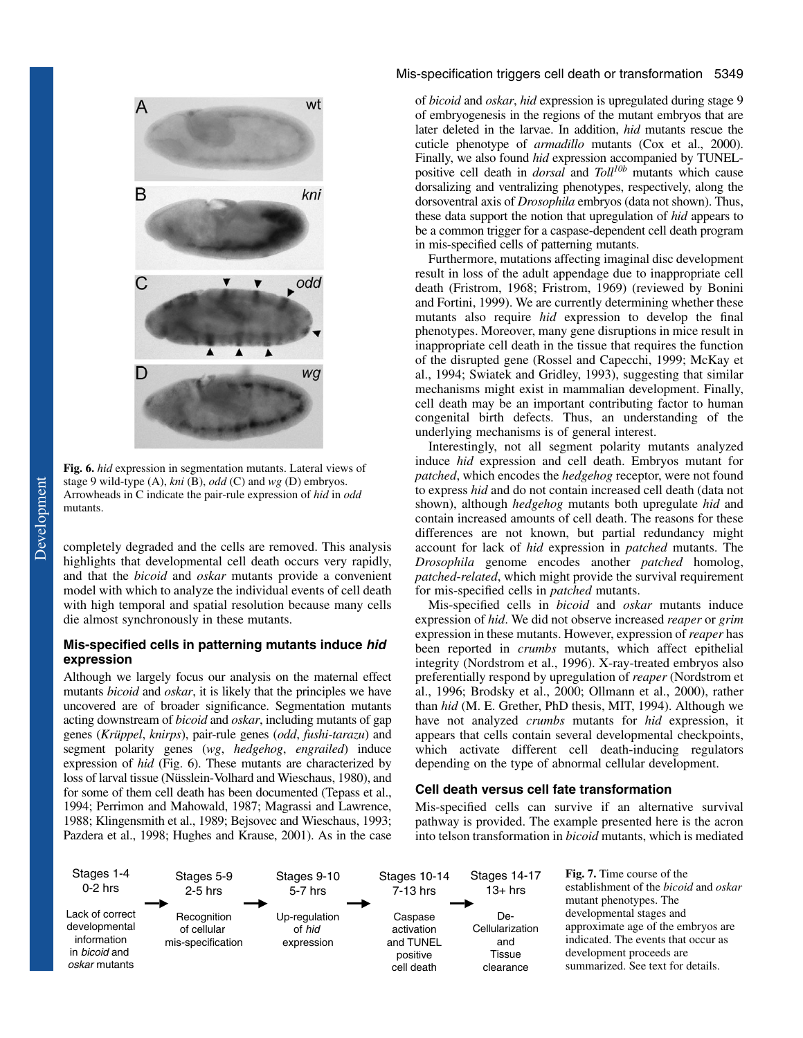**Fig. 6.** *hid* expression in segmentation mutants. Lateral views of stage 9 wild-type (A), *kni* (B), *odd* (C) and *wg* (D) embryos. Arrowheads in C indicate the pair-rule expression of *hid* in *odd* mutants.

completely degraded and the cells are removed. This analysis highlights that developmental cell death occurs very rapidly, and that the *bicoid* and *oskar* mutants provide a convenient model with which to analyze the individual events of cell death with high temporal and spatial resolution because many cells die almost synchronously in these mutants.

## Mis-specified cells in patterning mutants induce *hid* expression

Although we largely focus our analysis on the maternal effect mutants *bicoid* and *oskar*, it is likely that the principles we have uncovered are of broader significance. Segmentation mutants acting downstream of *bicoid* and *oskar*, including mutants of gap genes (*Krüppel*, *knirps*), pair-rule genes (*odd*, *fushi-tarazu*) and segment polarity genes (*wg*, *hedgehog*, *engrailed*) induce expression of *hid* (Fig. 6). These mutants are characterized by loss of larval tissue (Nüsslein-Volhard and Wieschaus, 1980), and for some of them cell death has been documented (Tepass et al., 1994; Perrimon and Mahowald, 1987; Magrassi and Lawrence, 1988; Klingensmith et al., 1989; Bejsovec and Wieschaus, 1993; Pazdera et al., 1998; Hughes and Krause, 2001). As in the case of *bicoid* and *oskar*, *hid* expression is upregulated during stage 9 of embryogenesis in the regions of the mutant embryos that are later deleted in the larvae. In addition, *hid* mutants rescue the cuticle phenotype of *armadillo* mutants (Cox et al., 2000). Finally, we also found *hid* expression accompanied by TUNEL-positive cell death in *dorsal* and $Toll^{10b}$ mutants which cause dorsalizing and ventralizing phenotypes, respectively, along the dorsoventral axis of *Drosophila* embryos (data not shown). Thus, these data support the notion that upregulation of *hid* appears to be a common trigger for a caspase-dependent cell death program in mis-specified cells of patterning mutants.

Furthermore, mutations affecting imaginal disc development result in loss of the adult appendage due to inappropriate cell death (Fristrom, 1968; Fristrom, 1969) (reviewed by Bonini and Fortini, 1999). We are currently determining whether these mutants also require *hid* expression to develop the final phenotypes. Moreover, many gene disruptions in mice result in inappropriate cell death in the tissue that requires the function of the disrupted gene (Rossel and Capecchi, 1999; McKay et al., 1994; Swiatek and Gridley, 1993), suggesting that similar mechanisms might exist in mammalian development. Finally, cell death may be an important contributing factor to human congenital birth defects. Thus, an understanding of the underlying mechanisms is of general interest.

Interestingly, not all segment polarity mutants analyzed induce *hid* expression and cell death. Embryos mutant for *patched*, which encodes the *hedgehog* receptor, were not found to express *hid* and do not contain increased cell death (data not shown), although *hedgehog* mutants both upregulate *hid* and contain increased amounts of cell death. The reasons for these differences are not known, but partial redundancy might account for lack of *hid* expression in *patched* mutants. The *Drosophila* genome encodes another *patched* homolog, *patched-related*, which might provide the survival requirement for mis-specified cells in *patched* mutants.

Mis-specified cells in *bicoid* and *oskar* mutants induce expression of *hid*. We did not observe increased *reaper* or *grim* expression in these mutants. However, expression of *reaper* has been reported in *crumbs* mutants, which affect epithelial integrity (Nordstrom et al., 1996). X-ray-treated embryos also preferentially respond by upregulation of *reaper* (Nordstrom et al., 1996; Brodsky et al., 2000; Ollmann et al., 2000), rather than *hid* (M. E. Grether, PhD thesis, MIT, 1994). Although we have not analyzed *crumbs* mutants for *hid* expression, it appears that cells contain several developmental checkpoints, which activate different cell death-inducing regulators depending on the type of abnormal cellular development.

## Cell death versus cell fate transformation

Mis-specified cells can survive if an alternative survival pathway is provided. The example presented here is the acron into telson transformation in *bicoid* mutants, which is mediated

| Stages 1-4<br>0-2 hrs | | Stages 5-9<br>2-5 hrs | | Stages 9-10<br>5-7 hrs | | Stages 10-14<br>7-13 hrs | | Stages 14-17<br>13+ hrs |
|---|---|---|---|---|---|---|---|---|
| Lack of correct developmental information in *bicoid* and *oskar* mutants | → | Recognition of cellular mis-specification | → | Up-regulation of *hid* expression | → | Caspase activation and TUNEL positive cell death | → | De-Cellularization and Tissue clearance |

**Fig. 7.** Time course of the establishment of the *bicoid* and *oskar* mutant phenotypes. The developmental stages and approximate age of the embryos are indicated. The events that occur as development proceeds are summarized. See text for details.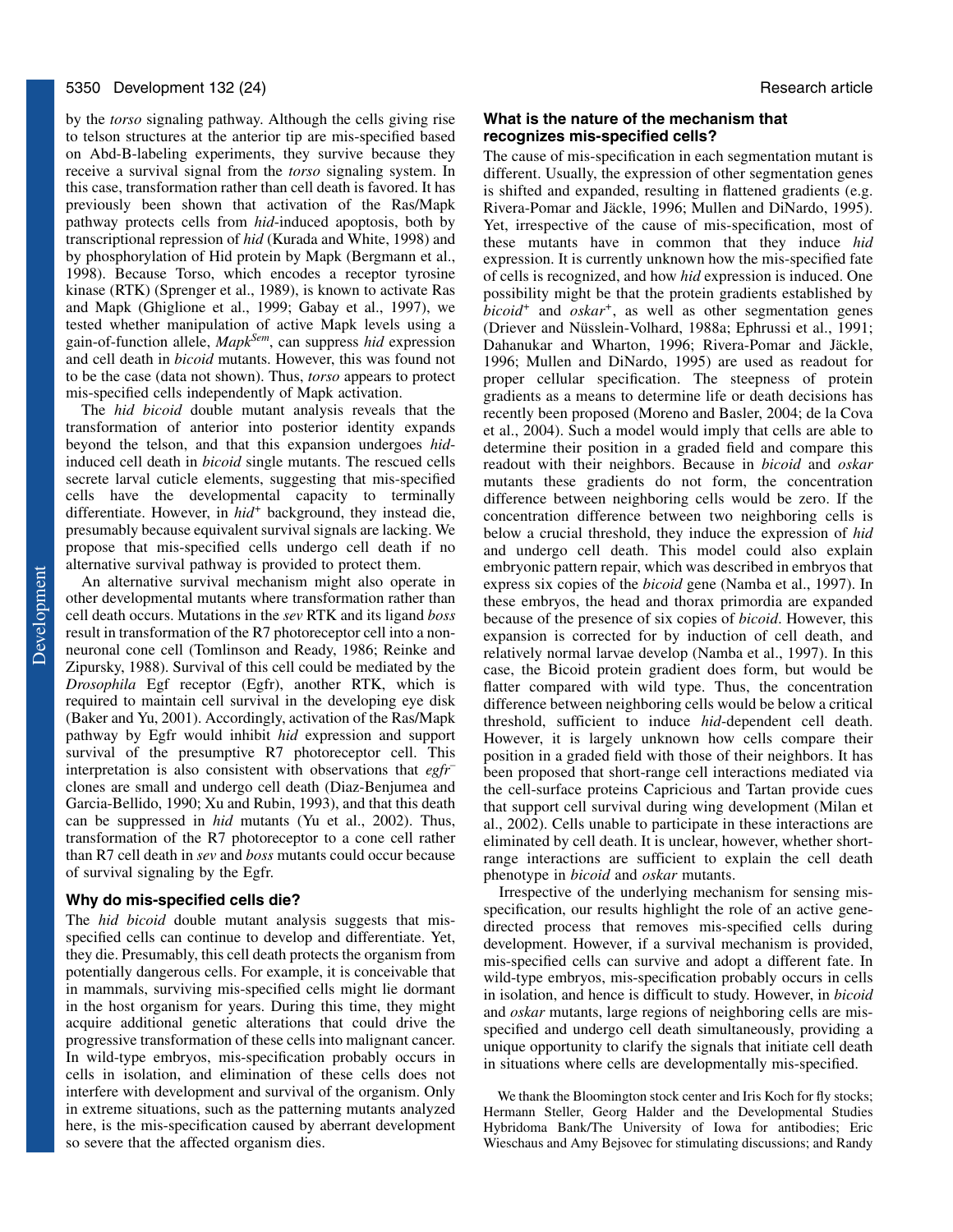by the *torso* signaling pathway. Although the cells giving rise to telson structures at the anterior tip are mis-specified based on Abd-B-labeling experiments, they survive because they receive a survival signal from the *torso* signaling system. In this case, transformation rather than cell death is favored. It has previously been shown that activation of the Ras/Mapk pathway protects cells from *hid*-induced apoptosis, both by transcriptional repression of *hid* (Kurada and White, 1998) and by phosphorylation of Hid protein by Mapk (Bergmann et al., 1998). Because Torso, which encodes a receptor tyrosine kinase (RTK) (Sprenger et al., 1989), is known to activate Ras and Mapk (Ghiglione et al., 1999; Gabay et al., 1997), we tested whether manipulation of active Mapk levels using a gain-of-function allele, *Mapk$^{Sem}$*, can suppress *hid* expression and cell death in *bicoid* mutants. However, this was found not to be the case (data not shown). Thus, *torso* appears to protect mis-specified cells independently of Mapk activation.

The *hid bicoid* double mutant analysis reveals that the transformation of anterior into posterior identity expands beyond the telson, and that this expansion undergoes *hid*-induced cell death in *bicoid* single mutants. The rescued cells secrete larval cuticle elements, suggesting that mis-specified cells have the developmental capacity to terminally differentiate. However, in *hid$^{+}$* background, they instead die, presumably because equivalent survival signals are lacking. We propose that mis-specified cells undergo cell death if no alternative survival pathway is provided to protect them.

An alternative survival mechanism might also operate in other developmental mutants where transformation rather than cell death occurs. Mutations in the *sev* RTK and its ligand *boss* result in transformation of the R7 photoreceptor cell into a non-neuronal cone cell (Tomlinson and Ready, 1986; Reinke and Zipursky, 1988). Survival of this cell could be mediated by the *Drosophila* Egf receptor (Egfr), another RTK, which is required to maintain cell survival in the developing eye disk (Baker and Yu, 2001). Accordingly, activation of the Ras/Mapk pathway by Egfr would inhibit *hid* expression and support survival of the presumptive R7 photoreceptor cell. This interpretation is also consistent with observations that *egfr$^{-}$* clones are small and undergo cell death (Diaz-Benjumea and Garcia-Bellido, 1990; Xu and Rubin, 1993), and that this death can be suppressed in *hid* mutants (Yu et al., 2002). Thus, transformation of the R7 photoreceptor to a cone cell rather than R7 cell death in *sev* and *boss* mutants could occur because of survival signaling by the Egfr.

### Why do mis-specified cells die?

The *hid bicoid* double mutant analysis suggests that mis-specified cells can continue to develop and differentiate. Yet, they die. Presumably, this cell death protects the organism from potentially dangerous cells. For example, it is conceivable that in mammals, surviving mis-specified cells might lie dormant in the host organism for years. During this time, they might acquire additional genetic alterations that could drive the progressive transformation of these cells into malignant cancer. In wild-type embryos, mis-specification probably occurs in cells in isolation, and elimination of these cells does not interfere with development and survival of the organism. Only in extreme situations, such as the patterning mutants analyzed here, is the mis-specification caused by aberrant development so severe that the affected organism dies.

### What is the nature of the mechanism that recognizes mis-specified cells?

The cause of mis-specification in each segmentation mutant is different. Usually, the expression of other segmentation genes is shifted and expanded, resulting in flattened gradients (e.g. Rivera-Pomar and Jäckle, 1996; Mullen and DiNardo, 1995). Yet, irrespective of the cause of mis-specification, most of these mutants have in common that they induce *hid* expression. It is currently unknown how the mis-specified fate of cells is recognized, and how *hid* expression is induced. One possibility might be that the protein gradients established by *bicoid$^{+}$* and *oskar$^{+}$*, as well as other segmentation genes (Driever and Nüsslein-Volhard, 1988a; Ephrussi et al., 1991; Dahanukar and Wharton, 1996; Rivera-Pomar and Jäckle, 1996; Mullen and DiNardo, 1995) are used as readout for proper cellular specification. The steepness of protein gradients as a means to determine life or death decisions has recently been proposed (Moreno and Basler, 2004; de la Cova et al., 2004). Such a model would imply that cells are able to determine their position in a graded field and compare this readout with their neighbors. Because in *bicoid* and *oskar* mutants these gradients do not form, the concentration difference between neighboring cells would be zero. If the concentration difference between two neighboring cells is below a crucial threshold, they induce the expression of *hid* and undergo cell death. This model could also explain embryonic pattern repair, which was described in embryos that express six copies of the *bicoid* gene (Namba et al., 1997). In these embryos, the head and thorax primordia are expanded because of the presence of six copies of *bicoid*. However, this expansion is corrected for by induction of cell death, and relatively normal larvae develop (Namba et al., 1997). In this case, the Bicoid protein gradient does form, but would be flatter compared with wild type. Thus, the concentration difference between neighboring cells would be below a critical threshold, sufficient to induce *hid*-dependent cell death. However, it is largely unknown how cells compare their position in a graded field with those of their neighbors. It has been proposed that short-range cell interactions mediated via the cell-surface proteins Capricious and Tartan provide cues that support cell survival during wing development (Milan et al., 2002). Cells unable to participate in these interactions are eliminated by cell death. It is unclear, however, whether short-range interactions are sufficient to explain the cell death phenotype in *bicoid* and *oskar* mutants.

Irrespective of the underlying mechanism for sensing mis-specification, our results highlight the role of an active gene-directed process that removes mis-specified cells during development. However, if a survival mechanism is provided, mis-specified cells can survive and adopt a different fate. In wild-type embryos, mis-specification probably occurs in cells in isolation, and hence is difficult to study. However, in *bicoid* and *oskar* mutants, large regions of neighboring cells are mis-specified and undergo cell death simultaneously, providing a unique opportunity to clarify the signals that initiate cell death in situations where cells are developmentally mis-specified.

We thank the Bloomington stock center and Iris Koch for fly stocks; Hermann Steller, Georg Halder and the Developmental Studies Hybridoma Bank/The University of Iowa for antibodies; Eric Wieschaus and Amy Bejsovec for stimulating discussions; and Randy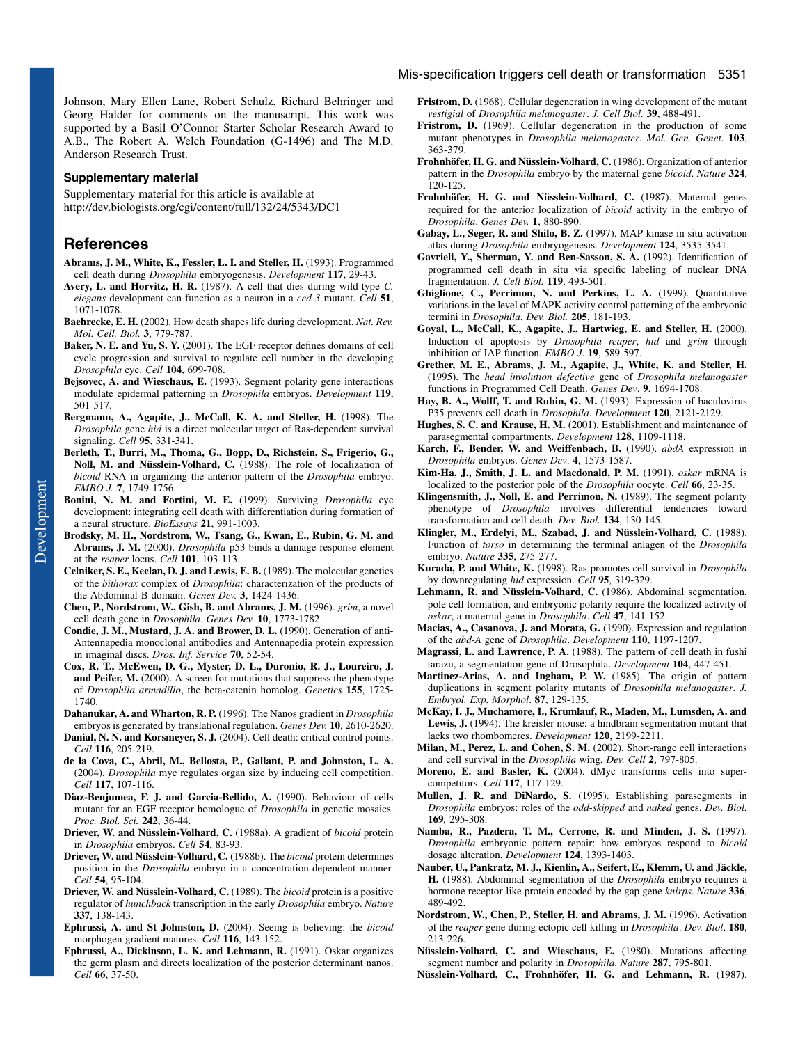Johnson, Mary Ellen Lane, Robert Schulz, Richard Behringer and Georg Halder for comments on the manuscript. This work was supported by a Basil O'Connor Starter Scholar Research Award to A.B., The Robert A. Welch Foundation (G-1496) and The M.D. Anderson Research Trust.

### Supplementary material

Supplementary material for this article is available at http://dev.biologists.org/cgi/content/full/132/24/5343/DC1

## References

**Abrams, J. M., White, K., Fessler, L. I. and Steller, H.** (1993). Programmed cell death during *Drosophila* embryogenesis. *Development* **117**, 29-43.

**Avery, L. and Horvitz, H. R.** (1987). A cell that dies during wild-type *C. elegans* development can function as a neuron in a *ced-3* mutant. *Cell* **51**, 1071-1078.

**Baehrecke, E. H.** (2002). How death shapes life during development. *Nat. Rev. Mol. Cell. Biol.* **3**, 779-787.

**Baker, N. E. and Yu, S. Y.** (2001). The EGF receptor defines domains of cell cycle progression and survival to regulate cell number in the developing *Drosophila* eye. *Cell* **104**, 699-708.

**Bejsovec, A. and Wieschaus, E.** (1993). Segment polarity gene interactions modulate epidermal patterning in *Drosophila* embryos. *Development* **119**, 501-517.

**Bergmann, A., Agapite, J., McCall, K. A. and Steller, H.** (1998). The *Drosophila* gene *hid* is a direct molecular target of Ras-dependent survival signaling. *Cell* **95**, 331-341.

**Berleth, T., Burri, M., Thoma, G., Bopp, D., Richstein, S., Frigerio, G., Noll, M. and Nüsslein-Volhard, C.** (1988). The role of localization of *bicoid* RNA in organizing the anterior pattern of the *Drosophila* embryo. *EMBO J.* **7**, 1749-1756.

**Bonini, N. M. and Fortini, M. E.** (1999). Surviving *Drosophila* eye development: integrating cell death with differentiation during formation of a neural structure. *BioEssays* **21**, 991-1003.

**Brodsky, M. H., Nordstrom, W., Tsang, G., Kwan, E., Rubin, G. M. and Abrams, J. M.** (2000). *Drosophila* p53 binds a damage response element at the *reaper* locus. *Cell* **101**, 103-113.

**Celniker, S. E., Keelan, D. J. and Lewis, E. B.** (1989). The molecular genetics of the *bithorax* complex of *Drosophila*: characterization of the products of the Abdominal-B domain. *Genes Dev.* **3**, 1424-1436.

**Chen, P., Nordstrom, W., Gish, B. and Abrams, J. M.** (1996). *grim*, a novel cell death gene in *Drosophila*. *Genes Dev.* **10**, 1773-1782.

**Condie, J. M., Mustard, J. A. and Brower, D. L.** (1990). Generation of anti-Antennapedia monoclonal antibodies and Antennapedia protein expression in imaginal discs. *Dros. Inf. Service* **70**, 52-54.

**Cox, R. T., McEwen, D. G., Myster, D. L., Duronio, R. J., Loureiro, J. and Peifer, M.** (2000). A screen for mutations that suppress the phenotype of *Drosophila armadillo*, the beta-catenin homolog. *Genetics* **155**, 1725-1740.

**Dahanukar, A. and Wharton, R. P.** (1996). The Nanos gradient in *Drosophila* embryos is generated by translational regulation. *Genes Dev.* **10**, 2610-2620.

**Danial, N. N. and Korsmeyer, S. J.** (2004). Cell death: critical control points. *Cell* **116**, 205-219.

**de la Cova, C., Abril, M., Bellosta, P., Gallant, P. and Johnston, L. A.** (2004). *Drosophila* myc regulates organ size by inducing cell competition. *Cell* **117**, 107-116.

**Diaz-Benjumea, F. J. and Garcia-Bellido, A.** (1990). Behaviour of cells mutant for an EGF receptor homologue of *Drosophila* in genetic mosaics. *Proc. Biol. Sci.* **242**, 36-44.

**Driever, W. and Nüsslein-Volhard, C.** (1988a). A gradient of *bicoid* protein in *Drosophila* embryos. *Cell* **54**, 83-93.

**Driever, W. and Nüsslein-Volhard, C.** (1988b). The *bicoid* protein determines position in the *Drosophila* embryo in a concentration-dependent manner. *Cell* **54**, 95-104.

**Driever, W. and Nüsslein-Volhard, C.** (1989). The *bicoid* protein is a positive regulator of *hunchback* transcription in the early *Drosophila* embryo. *Nature* **337**, 138-143.

**Ephrussi, A. and St Johnston, D.** (2004). Seeing is believing: the *bicoid* morphogen gradient matures. *Cell* **116**, 143-152.

**Ephrussi, A., Dickinson, L. K. and Lehmann, R.** (1991). Oskar organizes the germ plasm and directs localization of the posterior determinant nanos. *Cell* **66**, 37-50.

**Fristrom, D.** (1968). Cellular degeneration in wing development of the mutant *vestigial* of *Drosophila melanogaster*. *J. Cell Biol.* **39**, 488-491.

**Fristrom, D.** (1969). Cellular degeneration in the production of some mutant phenotypes in *Drosophila melanogaster*. *Mol. Gen. Genet.* **103**, 363-379.

**Frohnhöfer, H. G. and Nüsslein-Volhard, C.** (1986). Organization of anterior pattern in the *Drosophila* embryo by the maternal gene *bicoid*. *Nature* **324**, 120-125.

**Frohnhöfer, H. G. and Nüsslein-Volhard, C.** (1987). Maternal genes required for the anterior localization of *bicoid* activity in the embryo of *Drosophila*. *Genes Dev.* **1**, 880-890.

**Gabay, L., Seger, R. and Shilo, B. Z.** (1997). MAP kinase in situ activation atlas during *Drosophila* embryogenesis. *Development* **124**, 3535-3541.

**Gavrieli, Y., Sherman, Y. and Ben-Sasson, S. A.** (1992). Identification of programmed cell death in situ via specific labeling of nuclear DNA fragmentation. *J. Cell Biol.* **119**, 493-501.

**Ghiglione, C., Perrimon, N. and Perkins, L. A.** (1999). Quantitative variations in the level of MAPK activity control patterning of the embryonic termini in *Drosophila*. *Dev. Biol.* **205**, 181-193.

**Goyal, L., McCall, K., Agapite, J., Hartwieg, E. and Steller, H.** (2000). Induction of apoptosis by *Drosophila reaper*, *hid* and *grim* through inhibition of IAP function. *EMBO J.* **19**, 589-597.

**Grether, M. E., Abrams, J. M., Agapite, J., White, K. and Steller, H.** (1995). The *head involution defective* gene of *Drosophila melanogaster* functions in Programmed Cell Death. *Genes Dev*. **9**, 1694-1708.

**Hay, B. A., Wolff, T. and Rubin, G. M.** (1993). Expression of baculovirus P35 prevents cell death in *Drosophila*. *Development* **120**, 2121-2129.

**Hughes, S. C. and Krause, H. M.** (2001). Establishment and maintenance of parasegmental compartments. *Development* **128**, 1109-1118.

**Karch, F., Bender, W. and Weiffenbach, B.** (1990). *abdA* expression in *Drosophila* embryos. *Genes Dev*. **4**, 1573-1587.

**Kim-Ha, J., Smith, J. L. and Macdonald, P. M.** (1991). *oskar* mRNA is localized to the posterior pole of the *Drosophila* oocyte. *Cell* **66**, 23-35.

**Klingensmith, J., Noll, E. and Perrimon, N.** (1989). The segment polarity phenotype of *Drosophila* involves differential tendencies toward transformation and cell death. *Dev. Biol.* **134**, 130-145.

**Klingler, M., Erdelyi, M., Szabad, J. and Nüsslein-Volhard, C.** (1988). Function of *torso* in determining the terminal anlagen of the *Drosophila* embryo. *Nature* **335**, 275-277.

**Kurada, P. and White, K.** (1998). Ras promotes cell survival in *Drosophila* by downregulating *hid* expression. *Cell* **95**, 319-329.

**Lehmann, R. and Nüsslein-Volhard, C.** (1986). Abdominal segmentation, pole cell formation, and embryonic polarity require the localized activity of *oskar*, a maternal gene in *Drosophila*. *Cell* **47**, 141-152.

**Macias, A., Casanova, J. and Morata, G.** (1990). Expression and regulation of the *abd-A* gene of *Drosophila*. *Development* **110**, 1197-1207.

**Magrassi, L. and Lawrence, P. A.** (1988). The pattern of cell death in fushi tarazu, a segmentation gene of Drosophila. *Development* **104**, 447-451.

**Martinez-Arias, A. and Ingham, P. W.** (1985). The origin of pattern duplications in segment polarity mutants of *Drosophila melanogaster*. *J. Embryol. Exp. Morphol*. **87**, 129-135.

**McKay, I. J., Muchamore, I., Krumlauf, R., Maden, M., Lumsden, A. and Lewis, J.** (1994). The kreisler mouse: a hindbrain segmentation mutant that lacks two rhombomeres. *Development* **120**, 2199-2211.

**Milan, M., Perez, L. and Cohen, S. M.** (2002). Short-range cell interactions and cell survival in the *Drosophila* wing. *Dev. Cell* **2**, 797-805.

**Moreno, E. and Basler, K.** (2004). dMyc transforms cells into super-competitors. *Cell* **117**, 117-129.

**Mullen, J. R. and DiNardo, S.** (1995). Establishing parasegments in *Drosophila* embryos: roles of the *odd-skipped* and *naked* genes. *Dev. Biol.* **169**, 295-308.

**Namba, R., Pazdera, T. M., Cerrone, R. and Minden, J. S.** (1997). *Drosophila* embryonic pattern repair: how embryos respond to *bicoid* dosage alteration. *Development* **124**, 1393-1403.

**Nauber, U., Pankratz, M. J., Kienlin, A., Seifert, E., Klemm, U. and Jäckle, H.** (1988). Abdominal segmentation of the *Drosophila* embryo requires a hormone receptor-like protein encoded by the gap gene *knirps*. *Nature* **336**, 489-492.

**Nordstrom, W., Chen, P., Steller, H. and Abrams, J. M.** (1996). Activation of the *reaper* gene during ectopic cell killing in *Drosophila*. *Dev. Biol*. **180**, 213-226.

**Nüsslein-Volhard, C. and Wieschaus, E.** (1980). Mutations affecting segment number and polarity in *Drosophila*. *Nature* **287**, 795-801.

**Nüsslein-Volhard, C., Frohnhöfer, H. G. and Lehmann, R.** (1987).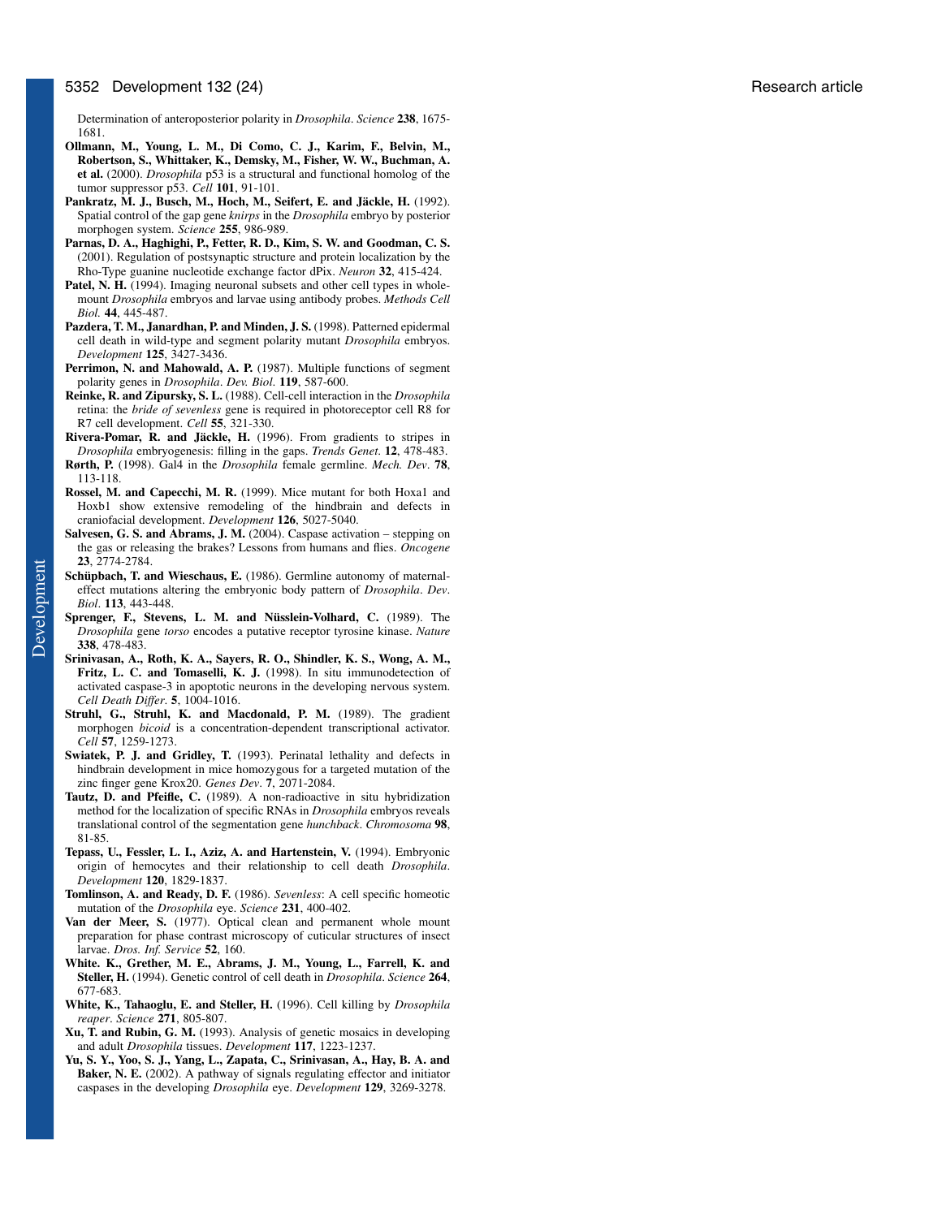Determination of anteroposterior polarity in *Drosophila*. *Science* **238**, 1675-1681.

**Ollmann, M., Young, L. M., Di Como, C. J., Karim, F., Belvin, M., Robertson, S., Whittaker, K., Demsky, M., Fisher, W. W., Buchman, A. et al.** (2000). *Drosophila* p53 is a structural and functional homolog of the tumor suppressor p53. *Cell* **101**, 91-101.

**Pankratz, M. J., Busch, M., Hoch, M., Seifert, E. and Jäckle, H.** (1992). Spatial control of the gap gene *knirps* in the *Drosophila* embryo by posterior morphogen system. *Science* **255**, 986-989.

**Parnas, D. A., Haghighi, P., Fetter, R. D., Kim, S. W. and Goodman, C. S.** (2001). Regulation of postsynaptic structure and protein localization by the Rho-Type guanine nucleotide exchange factor dPix. *Neuron* **32**, 415-424.

**Patel, N. H.** (1994). Imaging neuronal subsets and other cell types in whole-mount *Drosophila* embryos and larvae using antibody probes. *Methods Cell Biol.* **44**, 445-487.

**Pazdera, T. M., Janardhan, P. and Minden, J. S.** (1998). Patterned epidermal cell death in wild-type and segment polarity mutant *Drosophila* embryos. *Development* **125**, 3427-3436.

**Perrimon, N. and Mahowald, A. P.** (1987). Multiple functions of segment polarity genes in *Drosophila*. *Dev. Biol.* **119**, 587-600.

**Reinke, R. and Zipursky, S. L.** (1988). Cell-cell interaction in the *Drosophila* retina: the *bride of sevenless* gene is required in photoreceptor cell R8 for R7 cell development. *Cell* **55**, 321-330.

**Rivera-Pomar, R. and Jäckle, H.** (1996). From gradients to stripes in *Drosophila* embryogenesis: filling in the gaps. *Trends Genet.* **12**, 478-483.

**Rørth, P.** (1998). Gal4 in the *Drosophila* female germline. *Mech. Dev*. **78**, 113-118.

**Rossel, M. and Capecchi, M. R.** (1999). Mice mutant for both Hoxa1 and Hoxb1 show extensive remodeling of the hindbrain and defects in craniofacial development. *Development* **126**, 5027-5040.

**Salvesen, G. S. and Abrams, J. M.** (2004). Caspase activation – stepping on the gas or releasing the brakes? Lessons from humans and flies. *Oncogene* **23**, 2774-2784.

**Schüpbach, T. and Wieschaus, E.** (1986). Germline autonomy of maternal-effect mutations altering the embryonic body pattern of *Drosophila*. *Dev*. *Biol*. **113**, 443-448.

**Sprenger, F., Stevens, L. M. and Nüsslein-Volhard, C.** (1989). The *Drosophila* gene *torso* encodes a putative receptor tyrosine kinase. *Nature* **338**, 478-483.

**Srinivasan, A., Roth, K. A., Sayers, R. O., Shindler, K. S., Wong, A. M., Fritz, L. C. and Tomaselli, K. J.** (1998). In situ immunodetection of activated caspase-3 in apoptotic neurons in the developing nervous system. *Cell Death Differ*. **5**, 1004-1016.

**Struhl, G., Struhl, K. and Macdonald, P. M.** (1989). The gradient morphogen *bicoid* is a concentration-dependent transcriptional activator. *Cell* **57**, 1259-1273.

**Swiatek, P. J. and Gridley, T.** (1993). Perinatal lethality and defects in hindbrain development in mice homozygous for a targeted mutation of the zinc finger gene Krox20. *Genes Dev*. **7**, 2071-2084.

**Tautz, D. and Pfeifle, C.** (1989). A non-radioactive in situ hybridization method for the localization of specific RNAs in *Drosophila* embryos reveals translational control of the segmentation gene *hunchback*. *Chromosoma* **98**, 81-85.

**Tepass, U., Fessler, L. I., Aziz, A. and Hartenstein, V.** (1994). Embryonic origin of hemocytes and their relationship to cell death *Drosophila*. *Development* **120**, 1829-1837.

**Tomlinson, A. and Ready, D. F.** (1986). *Sevenless*: A cell specific homeotic mutation of the *Drosophila* eye. *Science* **231**, 400-402.

**Van der Meer, S.** (1977). Optical clean and permanent whole mount preparation for phase contrast microscopy of cuticular structures of insect larvae. *Dros. Inf. Service* **52**, 160.

**White. K., Grether, M. E., Abrams, J. M., Young, L., Farrell, K. and Steller, H.** (1994). Genetic control of cell death in *Drosophila*. *Science* **264**, 677-683.

**White, K., Tahaoglu, E. and Steller, H.** (1996). Cell killing by *Drosophila reaper*. *Science* **271**, 805-807.

**Xu, T. and Rubin, G. M.** (1993). Analysis of genetic mosaics in developing and adult *Drosophila* tissues. *Development* **117**, 1223-1237.

**Yu, S. Y., Yoo, S. J., Yang, L., Zapata, C., Srinivasan, A., Hay, B. A. and Baker, N. E.** (2002). A pathway of signals regulating effector and initiator caspases in the developing *Drosophila* eye. *Development* **129**, 3269-3278.